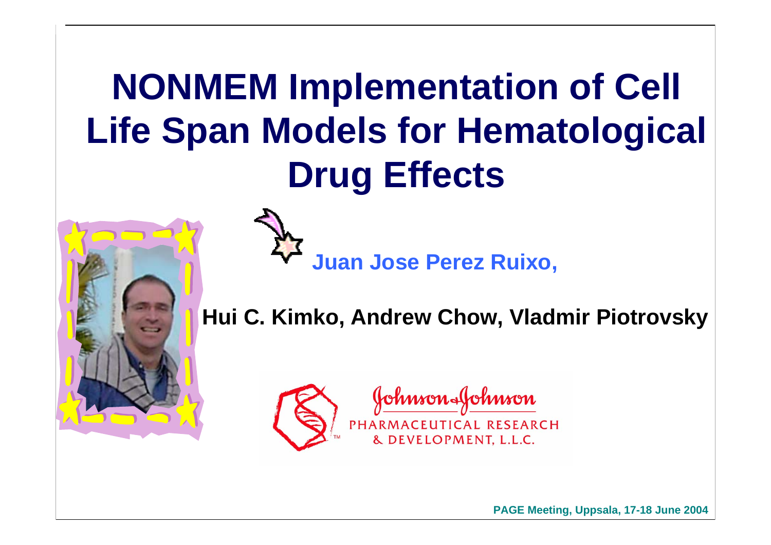# NONMEM Implementation of Cell Life Span Models for Hematological Drug Effects

**Juan Jose Perez Ruixo,**

**Hui C. Kimko, Andrew Chow, Vladmir Piotrovsky**

Johnson & Johnson
PHARMACEUTICAL RESEARCH & DEVELOPMENT, L.L.C.

**PAGE Meeting, Uppsala, 17-18 June 2004**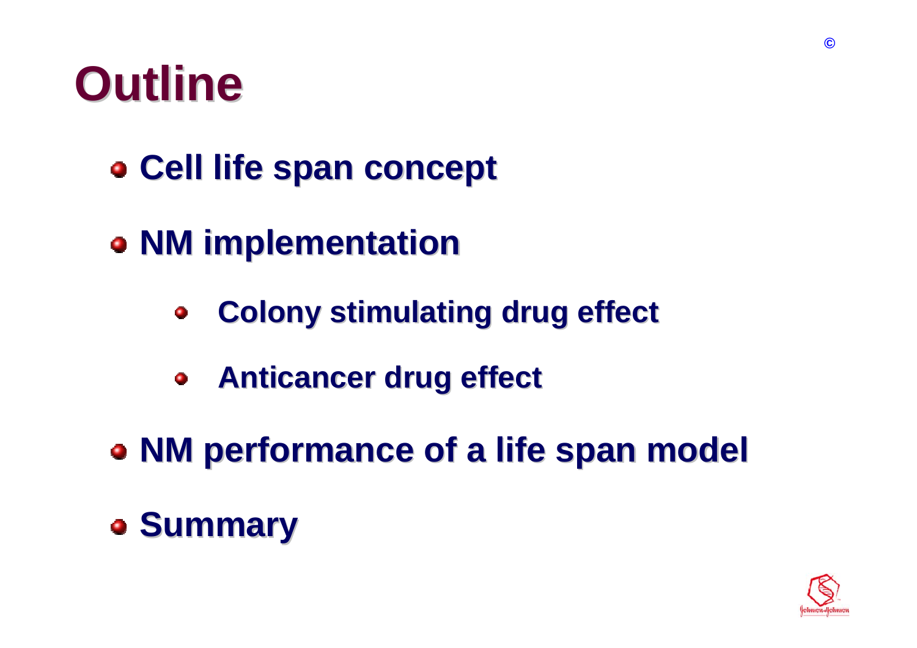# Outline

- Cell life span concept
- NM implementation
  - Colony stimulating drug effect
  - Anticancer drug effect
- NM performance of a life span model
- Summary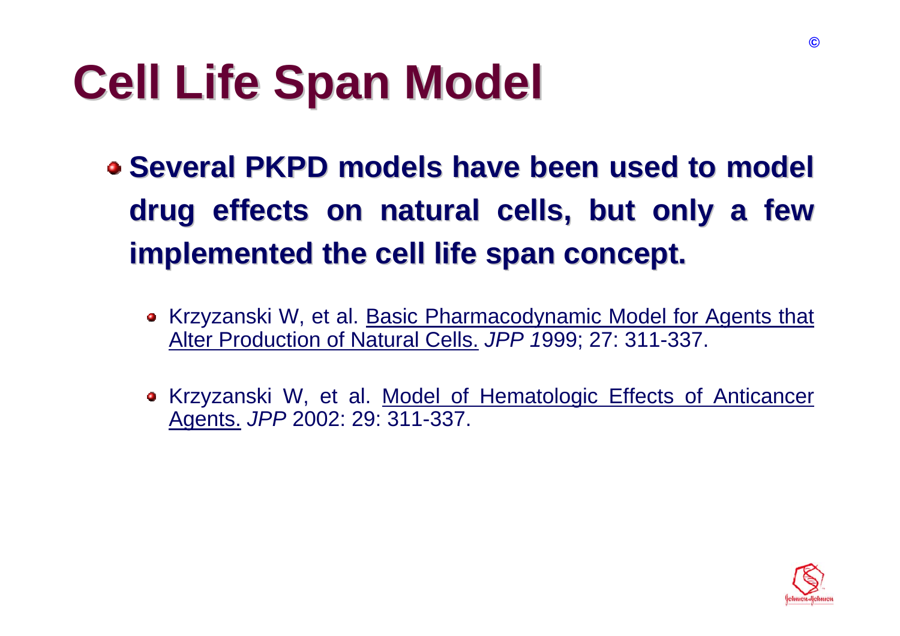# Cell Life Span Model

- **Several PKPD models have been used to model drug effects on natural cells, but only a few implemented the cell life span concept.**
  - Krzyzanski W, et al. Basic Pharmacodynamic Model for Agents that Alter Production of Natural Cells. *JPP 1*999; 27: 311-337.
  - Krzyzanski W, et al. Model of Hematologic Effects of Anticancer Agents. *JPP* 2002: 29: 311-337.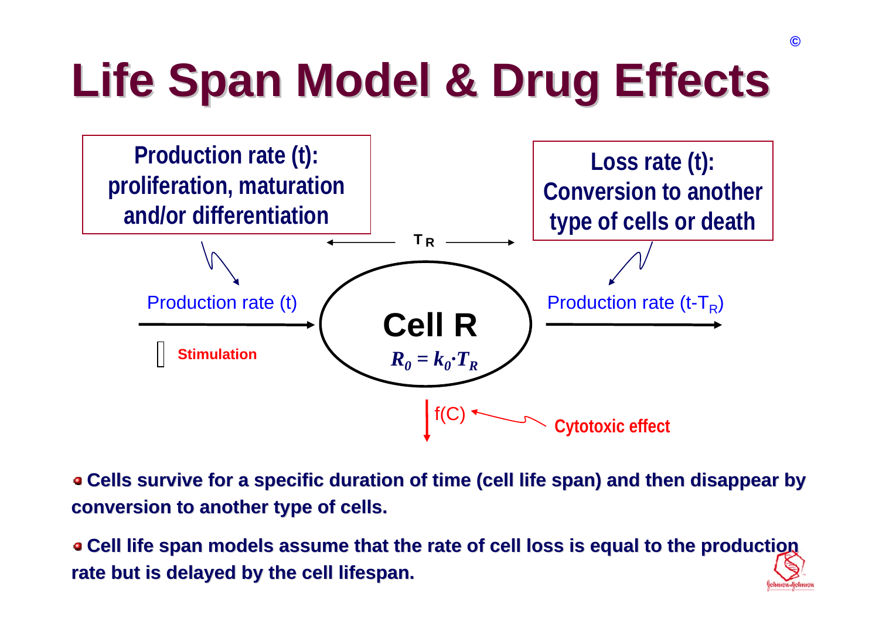# Life Span Model & Drug Effects

**Production rate (t): proliferation, maturation and/or differentiation**

**Loss rate (t): Conversion to another type of cells or death**

$T_R$

Production rate (t)

Stimulation

**Cell R**

$R_0 = k_0 \cdot T_R$

Production rate ($t - T_R$)

f(C)

Cytotoxic effect

- **Cells survive for a specific duration of time (cell life span) and then disappear by conversion to another type of cells.**
- **Cell life span models assume that the rate of cell loss is equal to the production rate but is delayed by the cell lifespan.**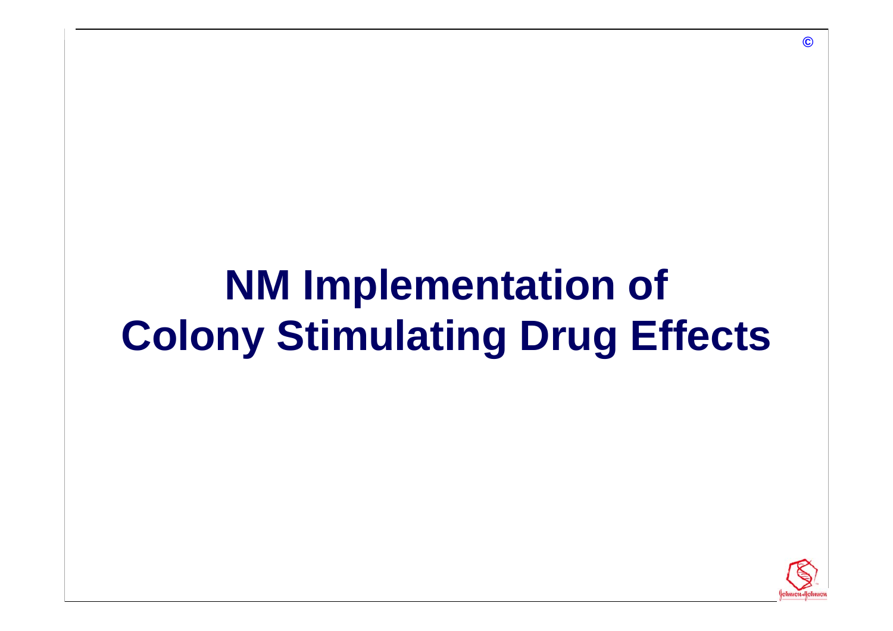# NM Implementation of Colony Stimulating Drug Effects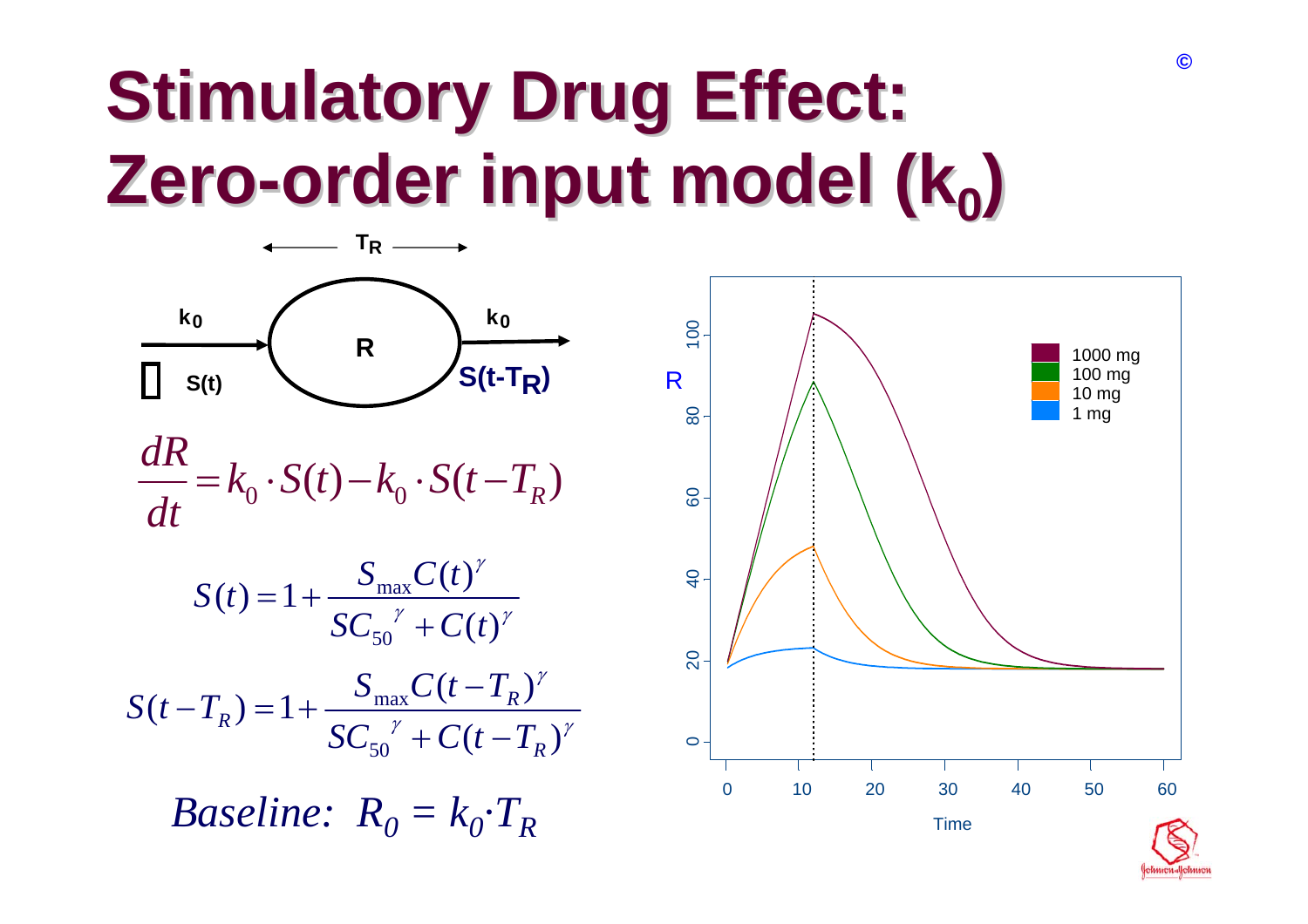# Stimulatory Drug Effect: Zero-order input model ($k_0$)

$T_R$

$k_0$ → **R** → $k_0$

$S(t)$ $S(t-T_R)$

$$\frac{dR}{dt} = k_0 \cdot S(t) - k_0 \cdot S(t - T_R)$$

$$S(t) = 1 + \frac{S_{max} C(t)^{\gamma}}{SC_{50}{}^{\gamma} + C(t)^{\gamma}}$$

$$S(t - T_R) = 1 + \frac{S_{max} C(t - T_R)^{\gamma}}{SC_{50}{}^{\gamma} + C(t - T_R)^{\gamma}}$$

*Baseline:* $R_0 = k_0 \cdot T_R$

Legend: 1000 mg, 100 mg, 10 mg, 1 mg

Axes: R (0–100) vs. Time (0–60)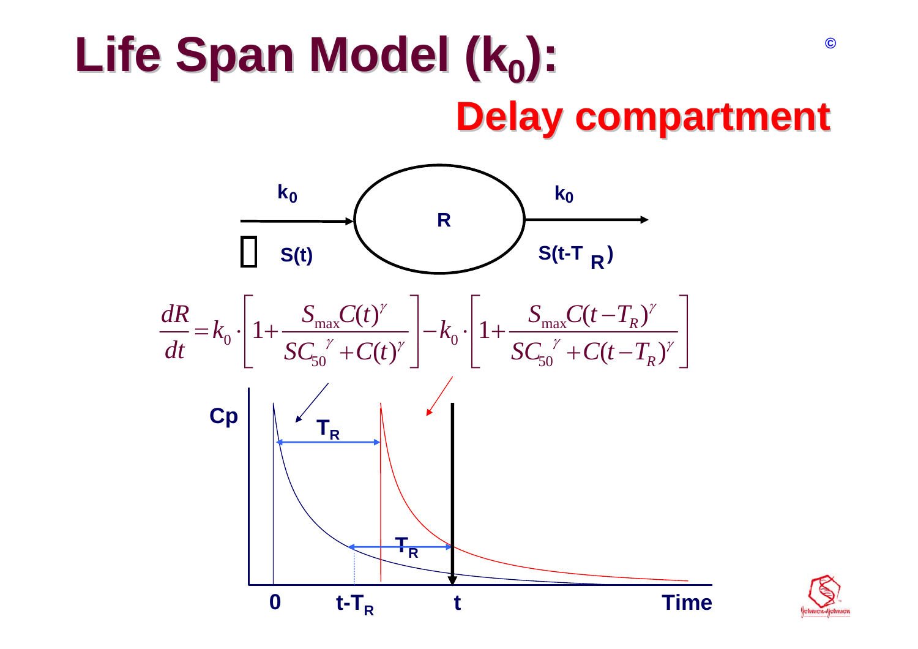# Life Span Model ($k_0$):

## Delay compartment

$k_0$ → R → $k_0$

S(t)    S(t-$T_R$)

$$\frac{dR}{dt} = k_0 \cdot \left[1 + \frac{S_{\max} C(t)^{\gamma}}{SC_{50}{}^{\gamma} + C(t)^{\gamma}}\right] - k_0 \cdot \left[1 + \frac{S_{\max} C(t-T_R)^{\gamma}}{SC_{50}{}^{\gamma} + C(t-T_R)^{\gamma}}\right]$$

Cp

$T_R$

$T_R$

0    t-$T_R$    t    Time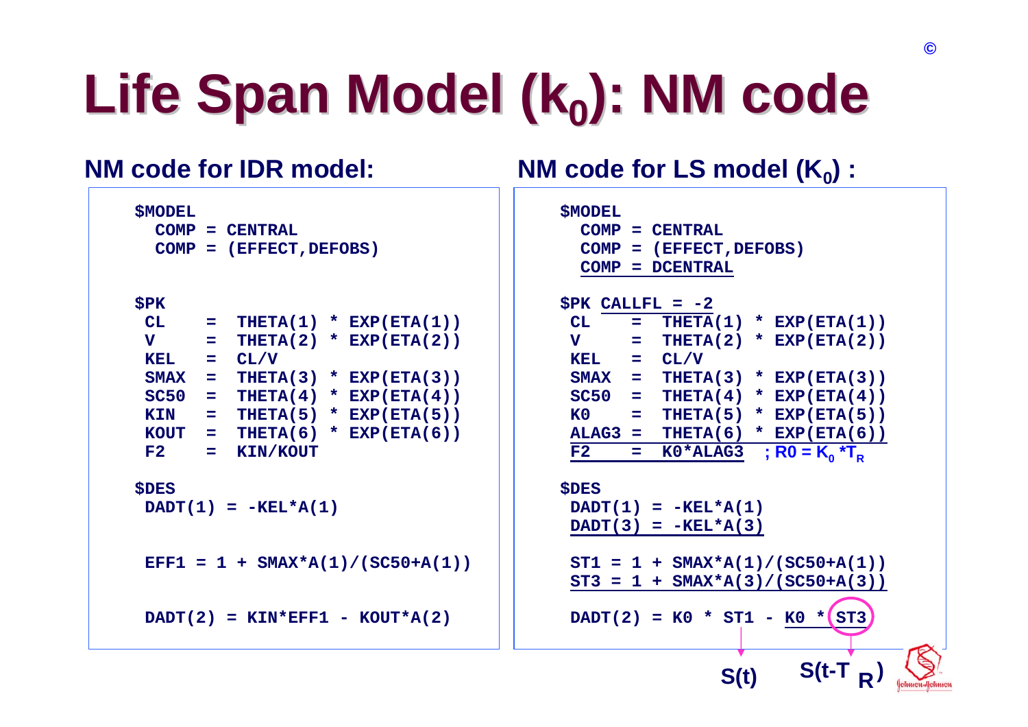# Life Span Model ($k_0$): NM code

## NM code for IDR model:

```
$MODEL
  COMP = CENTRAL
  COMP = (EFFECT,DEFOBS)


$PK
 CL    =  THETA(1) * EXP(ETA(1))
 V     =  THETA(2) * EXP(ETA(2))
 KEL   =  CL/V
 SMAX  =  THETA(3) * EXP(ETA(3))
 SC50  =  THETA(4) * EXP(ETA(4))
 KIN   =  THETA(5) * EXP(ETA(5))
 KOUT  =  THETA(6) * EXP(ETA(6))
 F2    =  KIN/KOUT

$DES
 DADT(1) = -KEL*A(1)


 EFF1 = 1 + SMAX*A(1)/(SC50+A(1))


 DADT(2) = KIN*EFF1 - KOUT*A(2)
```

## NM code for LS model ($K_0$) :

```
$MODEL
  COMP = CENTRAL
  COMP = (EFFECT,DEFOBS)
  COMP = DCENTRAL

$PK CALLFL = -2
 CL    =  THETA(1) * EXP(ETA(1))
 V     =  THETA(2) * EXP(ETA(2))
 KEL   =  CL/V
 SMAX  =  THETA(3) * EXP(ETA(3))
 SC50  =  THETA(4) * EXP(ETA(4))
 K0    =  THETA(5) * EXP(ETA(5))
 ALAG3 =  THETA(6) * EXP(ETA(6))
 F2    =  K0*ALAG3   ; R0 = K0 *TR

$DES
 DADT(1) = -KEL*A(1)
 DADT(3) = -KEL*A(3)

 ST1 = 1 + SMAX*A(1)/(SC50+A(1))
 ST3 = 1 + SMAX*A(3)/(SC50+A(3))

 DADT(2) = K0 * ST1 - K0 * ST3
```

ST1 → $S(t)$; ST3 → $S(t-T_R)$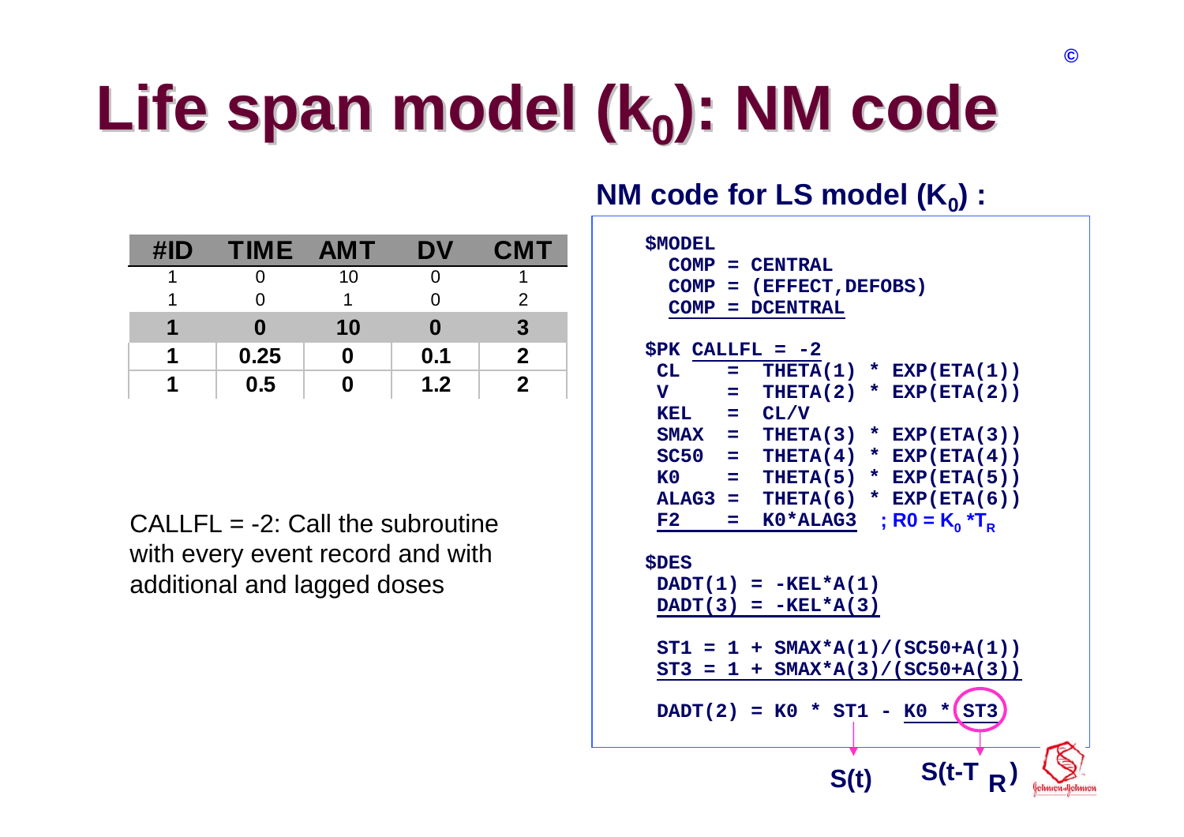# Life span model ($k_0$): NM code

| #ID | TIME | AMT | DV | CMT |
|---|---|---|---|---|
| 1 | 0 | 10 | 0 | 1 |
| 1 | 0 | 1 | 0 | 2 |
| **1** | **0** | **10** | **0** | **3** |
| **1** | **0.25** | **0** | **0.1** | **2** |
| **1** | **0.5** | **0** | **1.2** | **2** |

CALLFL = -2: Call the subroutine with every event record and with additional and lagged doses

**NM code for LS model ($K_0$) :**

```
$MODEL
  COMP = CENTRAL
  COMP = (EFFECT,DEFOBS)
  COMP = DCENTRAL

$PK CALLFL = -2
 CL    =  THETA(1) * EXP(ETA(1))
 V     =  THETA(2) * EXP(ETA(2))
 KEL   =  CL/V
 SMAX  =  THETA(3) * EXP(ETA(3))
 SC50  =  THETA(4) * EXP(ETA(4))
 K0    =  THETA(5) * EXP(ETA(5))
 ALAG3 =  THETA(6) * EXP(ETA(6))
 F2    =  K0*ALAG3   ; R0 = K0 *TR

$DES
 DADT(1) = -KEL*A(1)
 DADT(3) = -KEL*A(3)

 ST1 = 1 + SMAX*A(1)/(SC50+A(1))
 ST3 = 1 + SMAX*A(3)/(SC50+A(3))

 DADT(2) = K0 * ST1 - K0 * ST3
```

ST1 → $S(t)$ ; ST3 → $S(t-T_R)$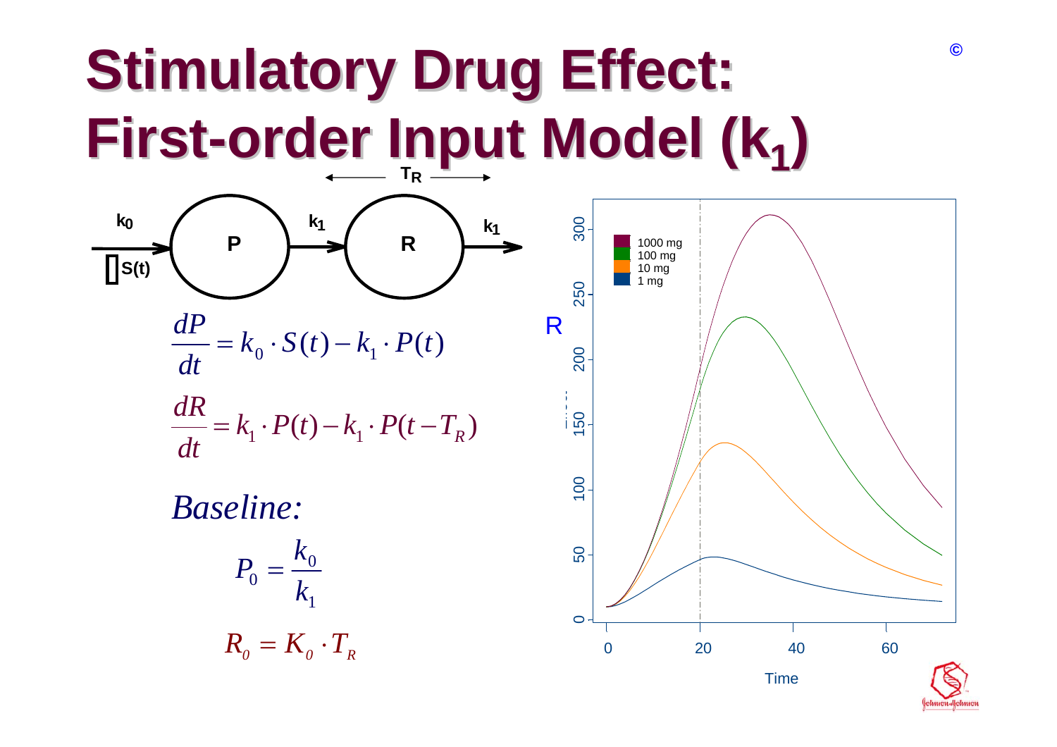# Stimulatory Drug Effect: First-order Input Model ($k_1$)

$T_R$

$k_0$ → P → $k_1$ → R → $k_1$

S(t)

$$\frac{dP}{dt} = k_0 \cdot S(t) - k_1 \cdot P(t)$$

$$\frac{dR}{dt} = k_1 \cdot P(t) - k_1 \cdot P(t - T_R)$$

*Baseline:*

$$P_0 = \frac{k_0}{k_1}$$

$$R_0 = K_0 \cdot T_R$$

Legend: 1000 mg, 100 mg, 10 mg, 1 mg

R (y-axis: 0, 50, 100, 150, 200, 250, 300)

Time (x-axis: 0, 20, 40, 60)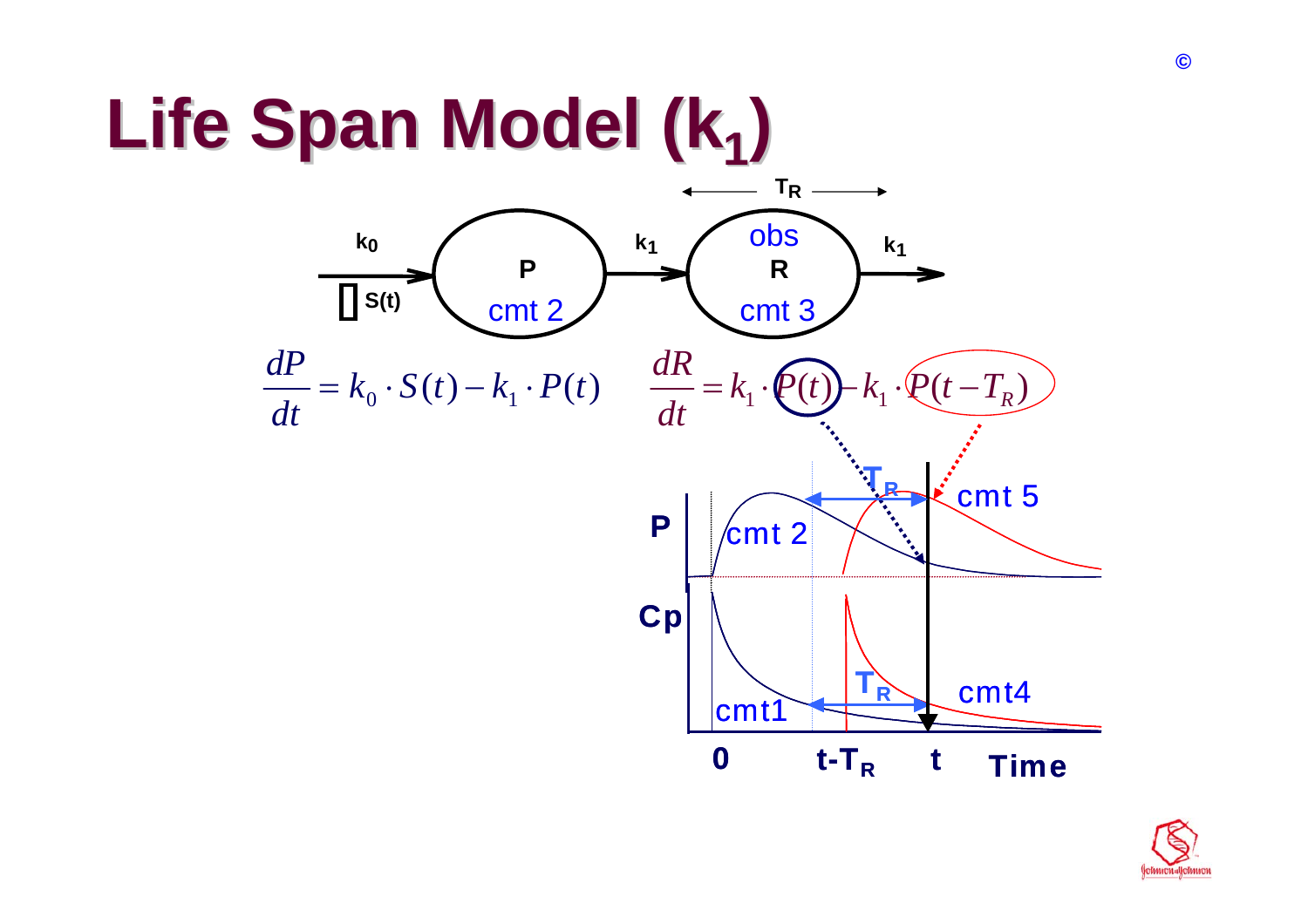# Life Span Model ($k_1$)

$$\frac{dP}{dt} = k_0 \cdot S(t) - k_1 \cdot P(t)$$

$$\frac{dR}{dt} = k_1 \cdot P(t) - k_1 \cdot P(t - T_R)$$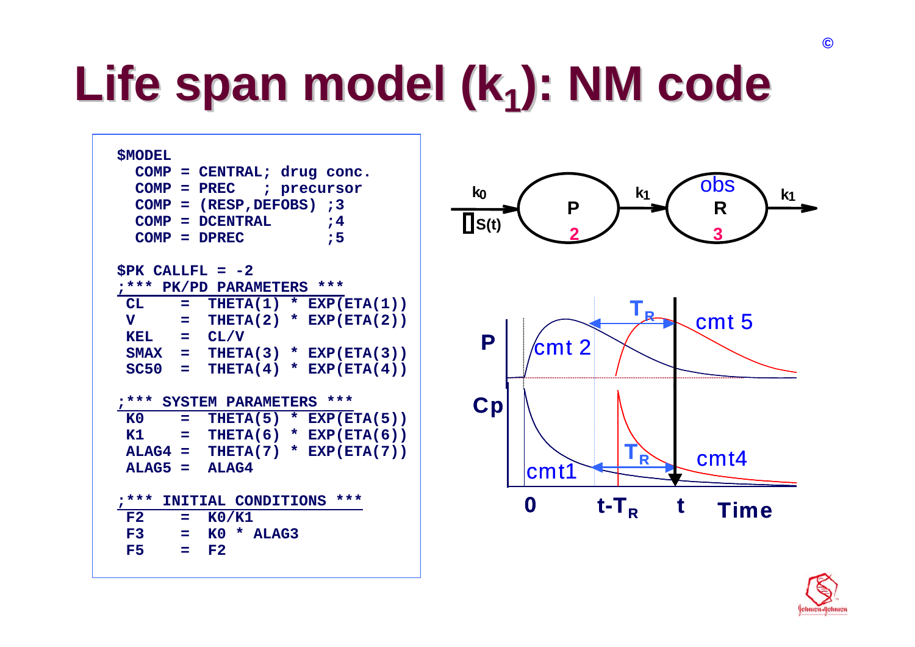# Life span model ($k_1$): NM code

```
$MODEL
  COMP = CENTRAL; drug conc.
  COMP = PREC    ; precursor
  COMP = (RESP,DEFOBS) ;3
  COMP = DCENTRAL      ;4
  COMP = DPREC         ;5

$PK CALLFL = -2
;*** PK/PD PARAMETERS ***
 CL    =  THETA(1) * EXP(ETA(1))
 V     =  THETA(2) * EXP(ETA(2))
 KEL   =  CL/V
 SMAX  =  THETA(3) * EXP(ETA(3))
 SC50  =  THETA(4) * EXP(ETA(4))

;*** SYSTEM PARAMETERS ***
 K0    =  THETA(5) * EXP(ETA(5))
 K1    =  THETA(6) * EXP(ETA(6))
 ALAG4 =  THETA(7) * EXP(ETA(7))
 ALAG5 =  ALAG4

;*** INITIAL CONDITIONS ***
 F2    =  K0/K1
 F3    =  K0 * ALAG3
 F5    =  F2
```

$k_0$ → P (2) → $k_1$ → R (3, obs) → $k_1$; S(t) acts on P.

P: cmt 2, cmt 5; Cp: cmt1, cmt4; $T_R$; 0, $t-T_R$, t, Time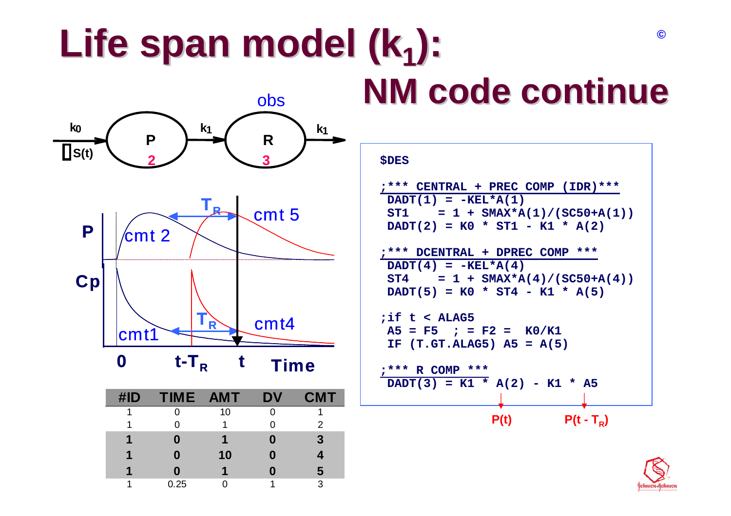# Life span model ($k_1$): NM code continue

©

obs

$k_0$ → P (2) → $k_1$ → R (3) → $k_1$

S(t)

P: cmt 2, cmt 5

Cp: cmt1, cmt4

$T_R$

0, $t-T_R$, t, Time

| #ID | TIME | AMT | DV | CMT |
|---|---|---|---|---|
| 1 | 0 | 10 | 0 | 1 |
| 1 | 0 | 1 | 0 | 2 |
| **1** | **0** | **1** | **0** | **3** |
| **1** | **0** | **10** | **0** | **4** |
| **1** | **0** | **1** | **0** | **5** |
| 1 | 0.25 | 0 | 1 | 3 |

```
$DES

;*** CENTRAL + PREC COMP (IDR)***
 DADT(1) = -KEL*A(1)
 ST1     = 1 + SMAX*A(1)/(SC50+A(1))
 DADT(2) = K0 * ST1 - K1 * A(2)

;*** DCENTRAL + DPREC COMP ***
 DADT(4) = -KEL*A(4)
 ST4     = 1 + SMAX*A(4)/(SC50+A(4))
 DADT(5) = K0 * ST4 - K1 * A(5)

;if t < ALAG5
 A5 = F5   ; = F2 =  K0/K1
 IF (T.GT.ALAG5) A5 = A(5)

;*** R COMP ***
 DADT(3) = K1 * A(2) - K1 * A5
```

P(t)    $P(t - T_R)$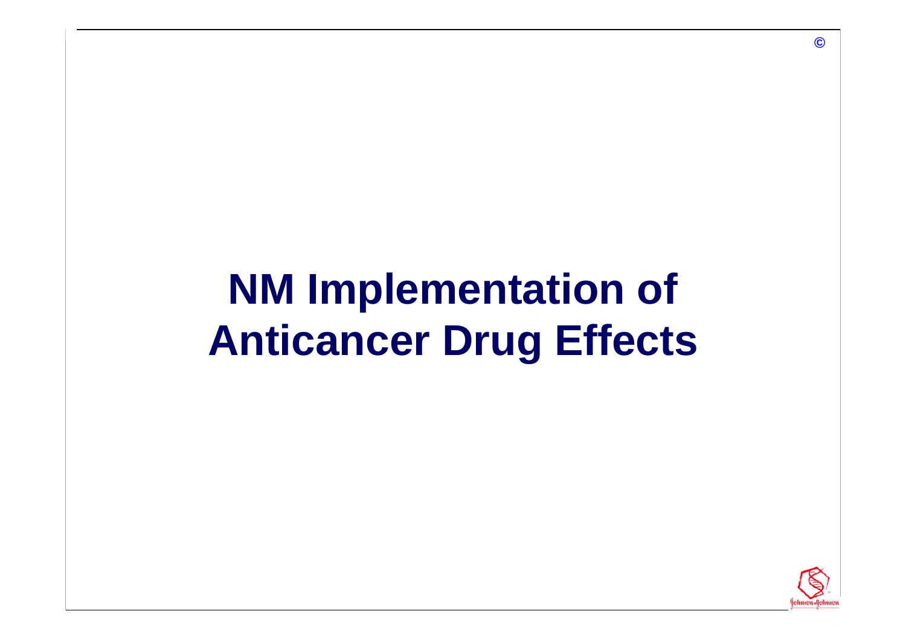# NM Implementation of Anticancer Drug Effects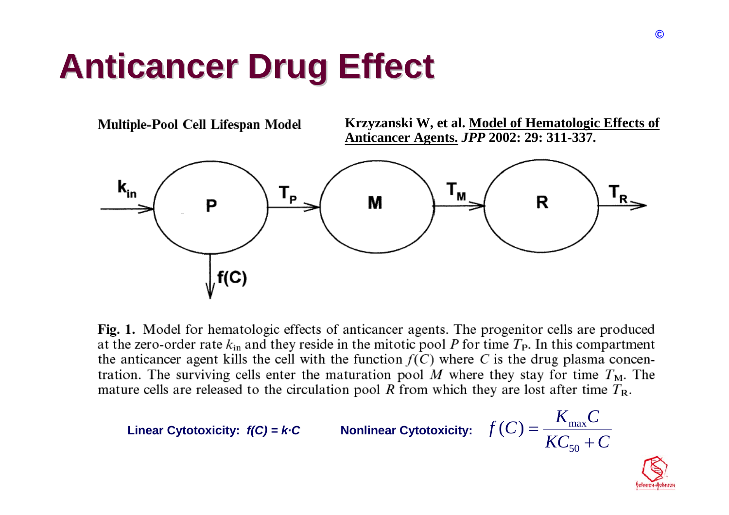# Anticancer Drug Effect

**Multiple-Pool Cell Lifespan Model**

**Krzyzanski W, et al. Model of Hematologic Effects of Anticancer Agents. *JPP* 2002: 29: 311-337.**

$k_{in}$ → P → $T_P$ → M → $T_M$ → R → $T_R$

P ↓ f(C)

**Fig. 1.** Model for hematologic effects of anticancer agents. The progenitor cells are produced at the zero-order rate $k_{in}$ and they reside in the mitotic pool $P$ for time $T_P$. In this compartment the anticancer agent kills the cell with the function $f(C)$ where $C$ is the drug plasma concentration. The surviving cells enter the maturation pool $M$ where they stay for time $T_M$. The mature cells are released to the circulation pool $R$ from which they are lost after time $T_R$.

**Linear Cytotoxicity:** $f(C) = k \cdot C$

**Nonlinear Cytotoxicity:** $f(C) = \dfrac{K_{max} C}{KC_{50} + C}$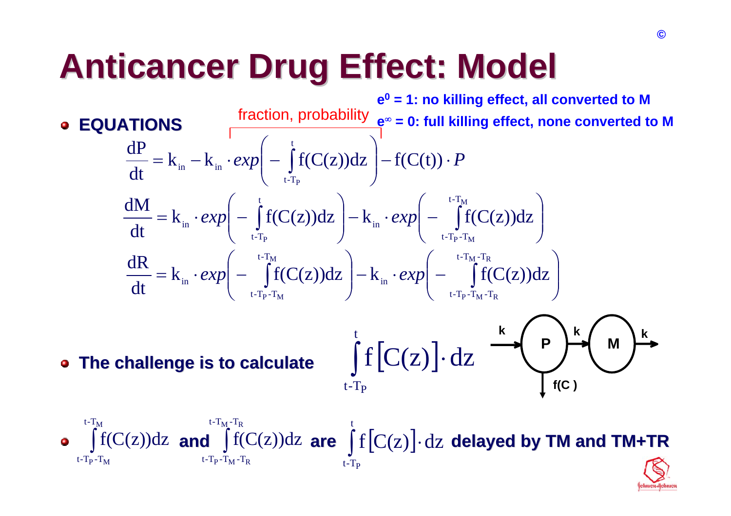# Anticancer Drug Effect: Model

- **EQUATIONS**

fraction, probability

$e^0$ = 1: no killing effect, all converted to M

$e^\infty$ = 0: full killing effect, none converted to M

$$\frac{dP}{dt} = k_{in} - k_{in} \cdot exp\left( - \int_{t-T_P}^{t} f(C(z))dz \right) - f(C(t)) \cdot P$$

$$\frac{dM}{dt} = k_{in} \cdot exp\left( - \int_{t-T_P}^{t} f(C(z))dz \right) - k_{in} \cdot exp\left( - \int_{t-T_P-T_M}^{t-T_M} f(C(z))dz \right)$$

$$\frac{dR}{dt} = k_{in} \cdot exp\left( - \int_{t-T_P-T_M}^{t-T_M} f(C(z))dz \right) - k_{in} \cdot exp\left( - \int_{t-T_P-T_M-T_R}^{t-T_M-T_R} f(C(z))dz \right)$$

- **The challenge is to calculate** $\int_{t-T_P}^{t} f\left[C(z)\right] \cdot dz$

k → P → k → M → k; P → f(C)

- $\int_{t-T_P-T_M}^{t-T_M} f(C(z))dz$ **and** $\int_{t-T_P-T_M-T_R}^{t-T_M-T_R} f(C(z))dz$ **are** $\int_{t-T_P}^{t} f\left[C(z)\right] \cdot dz$ **delayed by TM and TM+TR**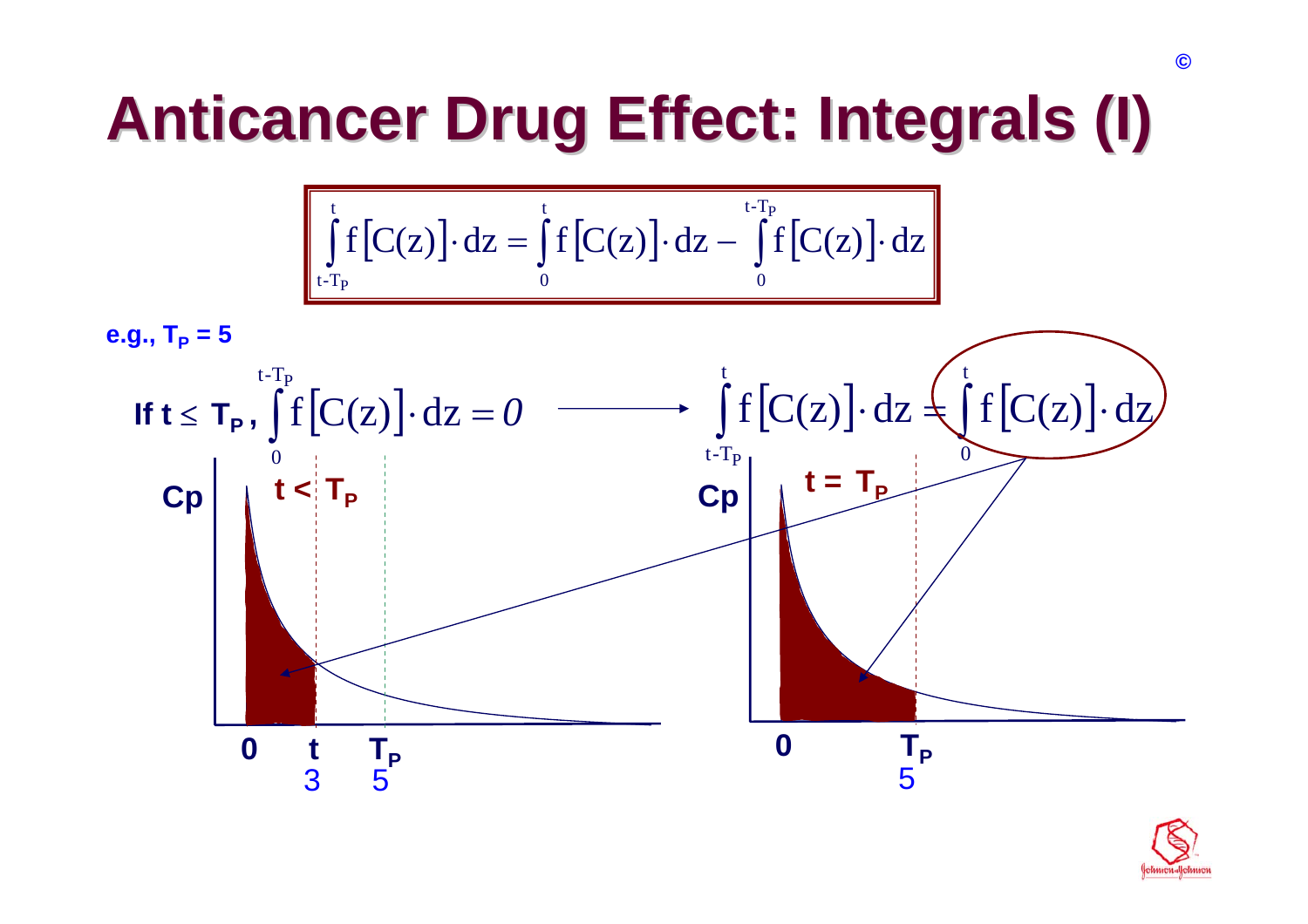# Anticancer Drug Effect: Integrals (I)

$$\int_{t-T_P}^{t} f\left[C(z)\right]\cdot dz = \int_{0}^{t} f\left[C(z)\right]\cdot dz - \int_{0}^{t-T_P} f\left[C(z)\right]\cdot dz$$

**e.g., $T_P = 5$**

**If $t \leq T_P$,** $\int_{0}^{t-T_P} f\left[C(z)\right]\cdot dz = 0$ ⟶ $\int_{t-T_P}^{t} f\left[C(z)\right]\cdot dz = \int_{0}^{t} f\left[C(z)\right]\cdot dz$

**Cp** — **$t < T_P$** — **0**, **t** (3), **$T_P$** (5)

**Cp** — **$t = T_P$** — **0**, **$T_P$** (5)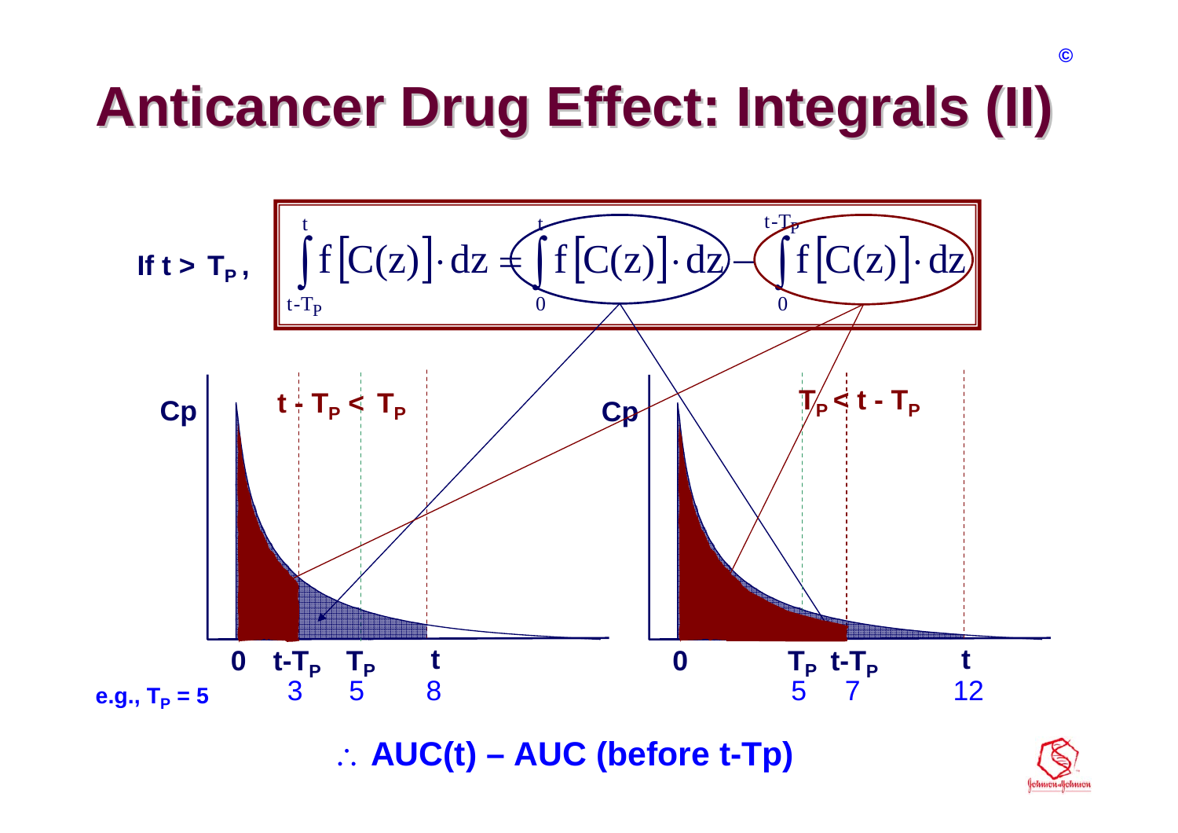# Anticancer Drug Effect: Integrals (II)

**If $t > T_P$,**

$$\int_{t-T_P}^{t} f\left[C(z)\right]\cdot dz = \int_{0}^{t} f\left[C(z)\right]\cdot dz - \int_{0}^{t-T_P} f\left[C(z)\right]\cdot dz$$

**$t - T_P < T_P$**

**Cp**

**0**, **$t-T_P$** (3), **$T_P$** (5), **t** (8)

**e.g., $T_P = 5$**

**$T_P < t - T_P$**

**Cp**

**0**, **$T_P$** (5), **$t-T_P$** (7), **t** (12)

**∴ AUC(t) – AUC (before t-Tp)**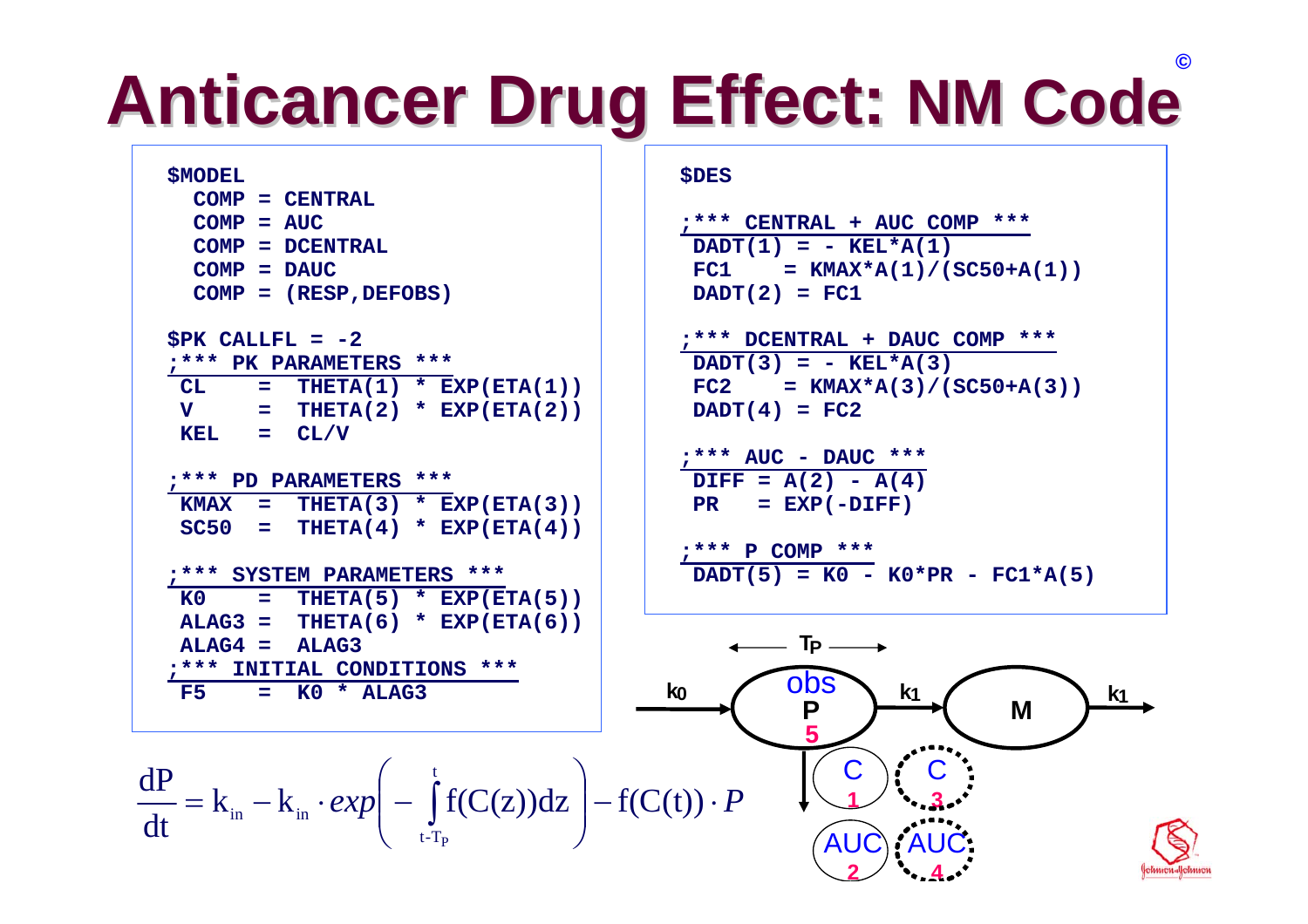# Anticancer Drug Effect: NM Code

```
$MODEL
  COMP = CENTRAL
  COMP = AUC
  COMP = DCENTRAL
  COMP = DAUC
  COMP = (RESP,DEFOBS)

$PK CALLFL = -2
;*** PK PARAMETERS ***
 CL    =  THETA(1) * EXP(ETA(1))
 V     =  THETA(2) * EXP(ETA(2))
 KEL   =  CL/V

;*** PD PARAMETERS ***
 KMAX  =  THETA(3) * EXP(ETA(3))
 SC50  =  THETA(4) * EXP(ETA(4))

;*** SYSTEM PARAMETERS ***
 K0    =  THETA(5) * EXP(ETA(5))
 ALAG3 =  THETA(6) * EXP(ETA(6))
 ALAG4 =  ALAG3
;*** INITIAL CONDITIONS ***
 F5    =  K0 * ALAG3
```

```
$DES

;*** CENTRAL + AUC COMP ***
 DADT(1) = - KEL*A(1)
 FC1     = KMAX*A(1)/(SC50+A(1))
 DADT(2) = FC1

;*** DCENTRAL + DAUC COMP ***
 DADT(3) = - KEL*A(3)
 FC2     = KMAX*A(3)/(SC50+A(3))
 DADT(4) = FC2

;*** AUC - DAUC ***
 DIFF = A(2) - A(4)
 PR   = EXP(-DIFF)

;*** P COMP ***
 DADT(5) = K0 - K0*PR - FC1*A(5)
```

$$\frac{dP}{dt} = k_{in} - k_{in} \cdot exp\left( - \int_{t-T_P}^{t} f(C(z))dz \right) - f(C(t)) \cdot P$$

Diagram: $k_0$ → obs P (5) → $k_1$ → M → $k_1$; $T_P$ spans P; compartments C (1), AUC (2), C (3), AUC (4).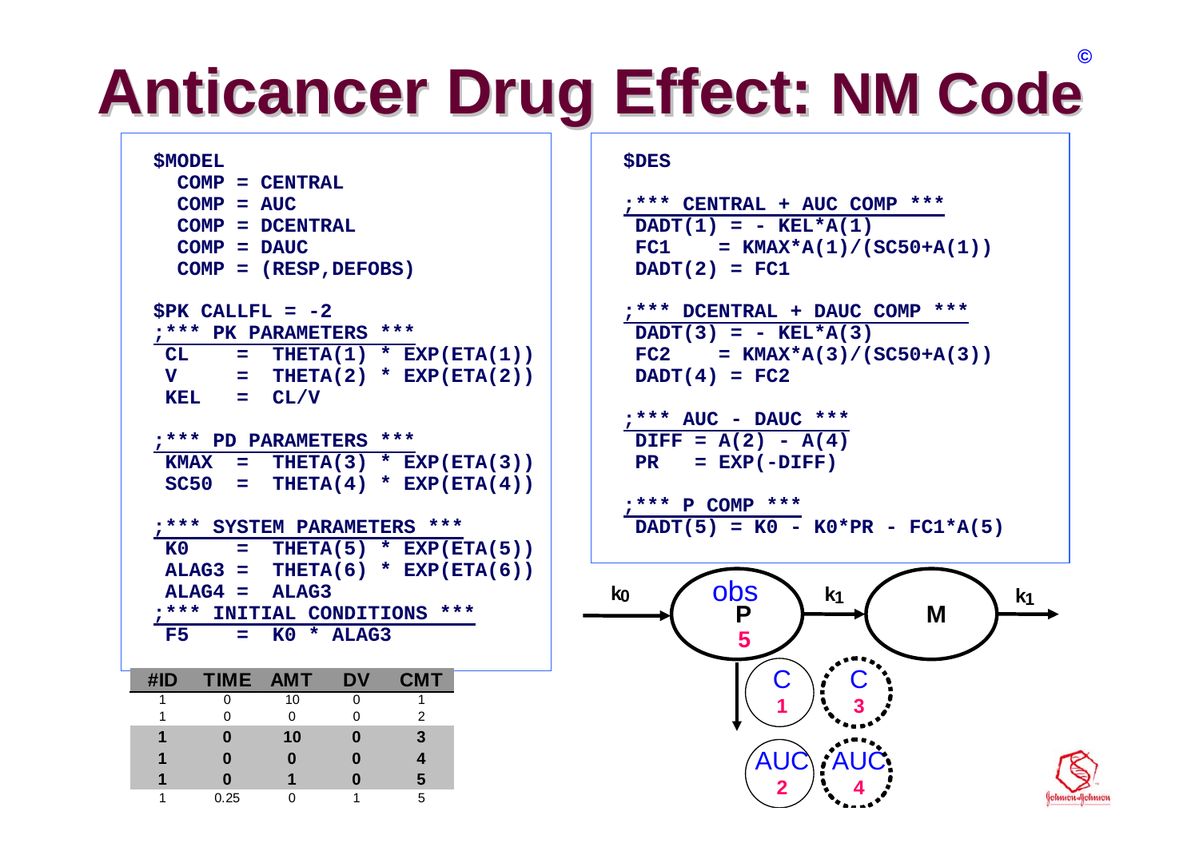# Anticancer Drug Effect: NM Code

```
$MODEL
  COMP = CENTRAL
  COMP = AUC
  COMP = DCENTRAL
  COMP = DAUC
  COMP = (RESP,DEFOBS)

$PK CALLFL = -2
;*** PK PARAMETERS ***
 CL    =  THETA(1) * EXP(ETA(1))
 V     =  THETA(2) * EXP(ETA(2))
 KEL   =  CL/V

;*** PD PARAMETERS ***
 KMAX  =  THETA(3) * EXP(ETA(3))
 SC50  =  THETA(4) * EXP(ETA(4))

;*** SYSTEM PARAMETERS ***
 K0    =  THETA(5) * EXP(ETA(5))
 ALAG3 =  THETA(6) * EXP(ETA(6))
 ALAG4 =  ALAG3
;*** INITIAL CONDITIONS ***
 F5    =  K0 * ALAG3
```

| #ID | TIME | AMT | DV | CMT |
|---|---|---|---|---|
| 1 | 0 | 10 | 0 | 1 |
| 1 | 0 | 0 | 0 | 2 |
| **1** | **0** | **10** | **0** | **3** |
| **1** | **0** | **0** | **0** | **4** |
| **1** | **0** | **1** | **0** | **5** |
| 1 | 0.25 | 0 | 1 | 5 |

```
$DES

;*** CENTRAL + AUC COMP ***
 DADT(1) = - KEL*A(1)
 FC1     = KMAX*A(1)/(SC50+A(1))
 DADT(2) = FC1

;*** DCENTRAL + DAUC COMP ***
 DADT(3) = - KEL*A(3)
 FC2     = KMAX*A(3)/(SC50+A(3))
 DADT(4) = FC2

;*** AUC - DAUC ***
 DIFF = A(2) - A(4)
 PR   = EXP(-DIFF)

;*** P COMP ***
 DADT(5) = K0 - K0*PR - FC1*A(5)
```

$k_0$ → obs P 5 → $k_1$ → M → $k_1$

C 1, C 3, AUC 2, AUC 4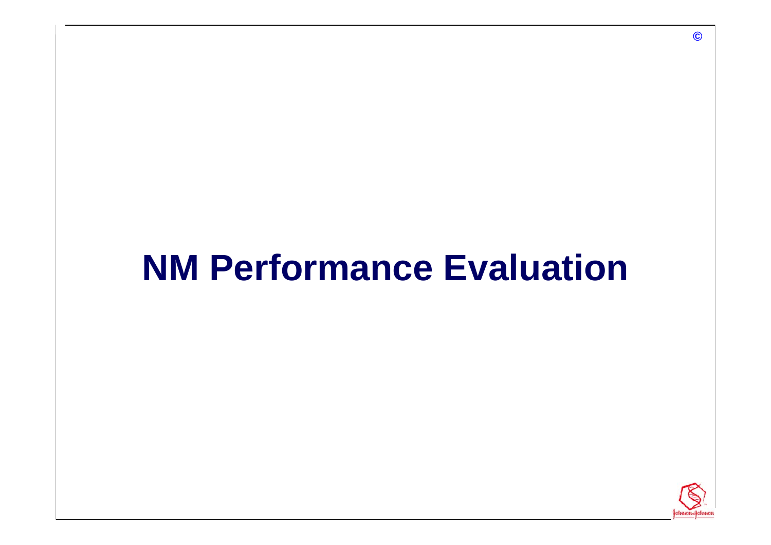# NM Performance Evaluation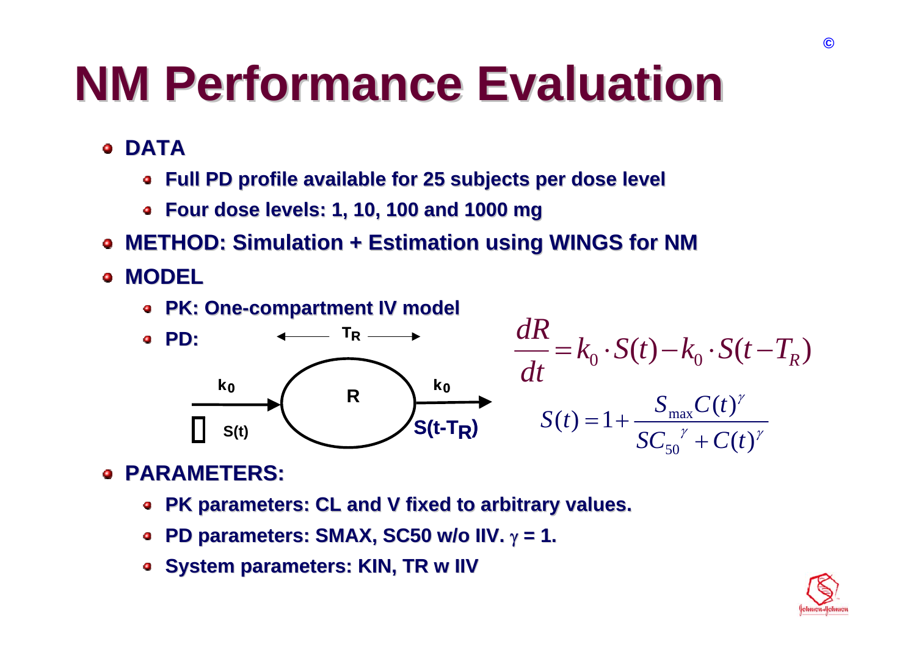# NM Performance Evaluation

- **DATA**
  - **Full PD profile available for 25 subjects per dose level**
  - **Four dose levels: 1, 10, 100 and 1000 mg**
- **METHOD: Simulation + Estimation using WINGS for NM**
- **MODEL**
  - **PK: One-compartment IV model**
  - **PD:**

$$\frac{dR}{dt} = k_0 \cdot S(t) - k_0 \cdot S(t - T_R)$$

$$S(t) = 1 + \frac{S_{max} C(t)^{\gamma}}{SC_{50}{}^{\gamma} + C(t)^{\gamma}}$$

- **PARAMETERS:**
  - **PK parameters: CL and V fixed to arbitrary values.**
  - **PD parameters: SMAX, SC50 w/o IIV. $\gamma = 1$.**
  - **System parameters: KIN, TR w IIV**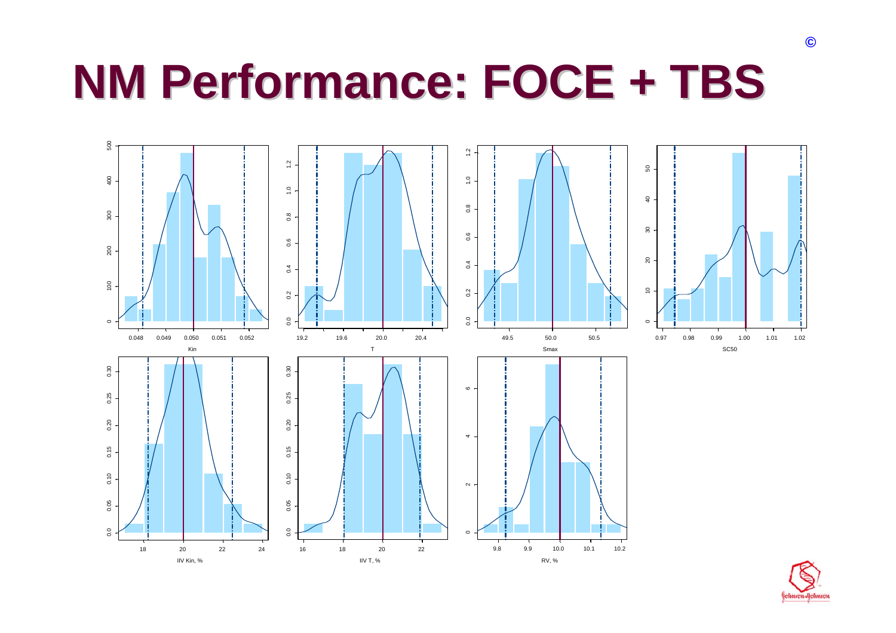# NM Performance: FOCE + TBS

©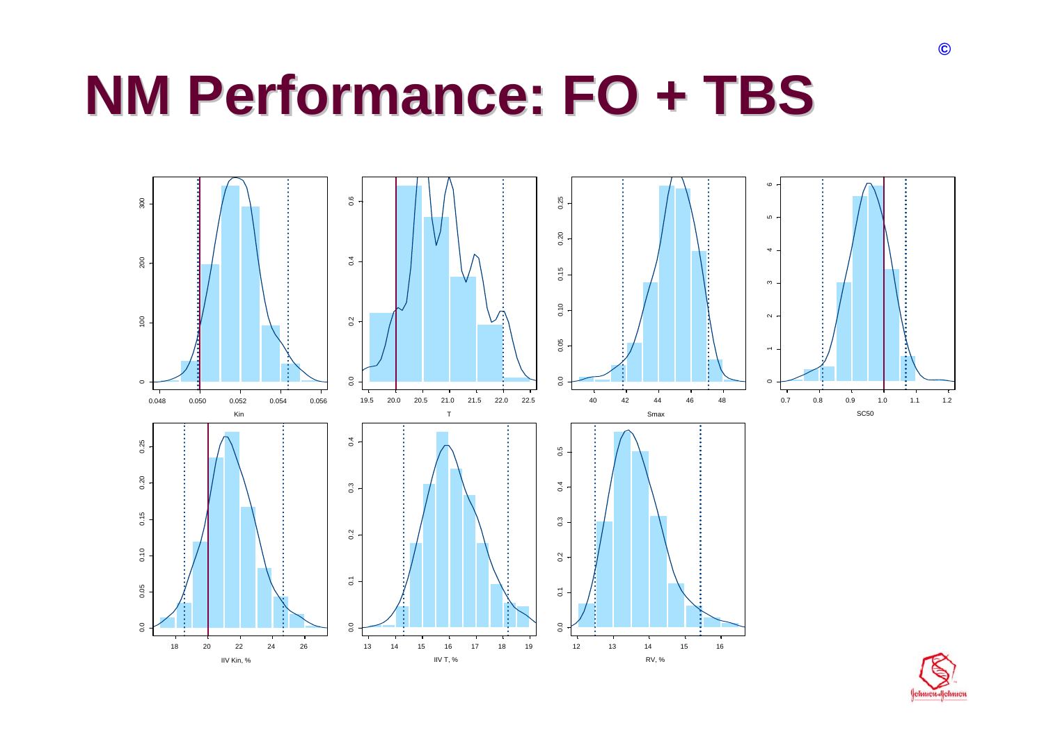# NM Performance: FO + TBS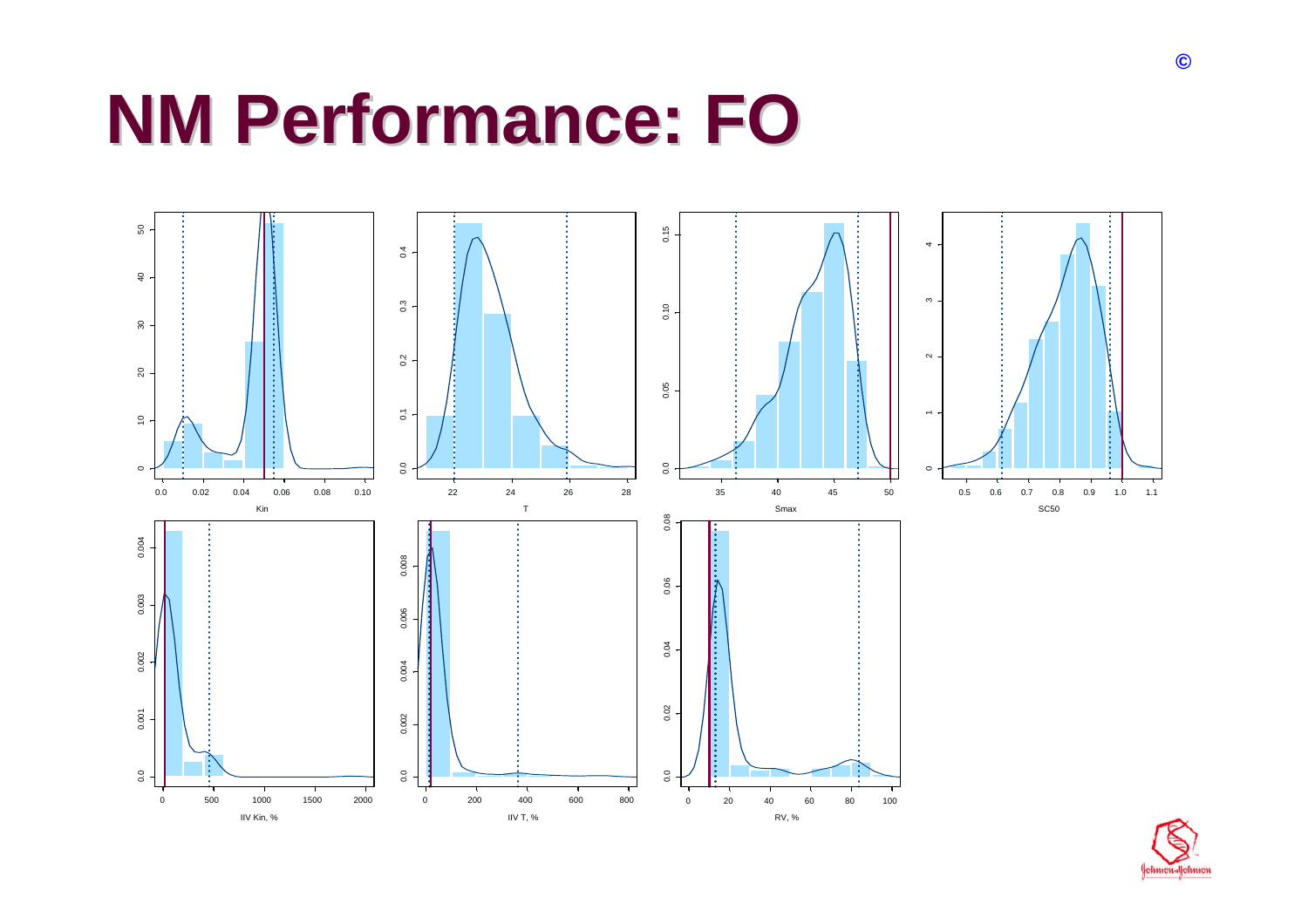# NM Performance: FO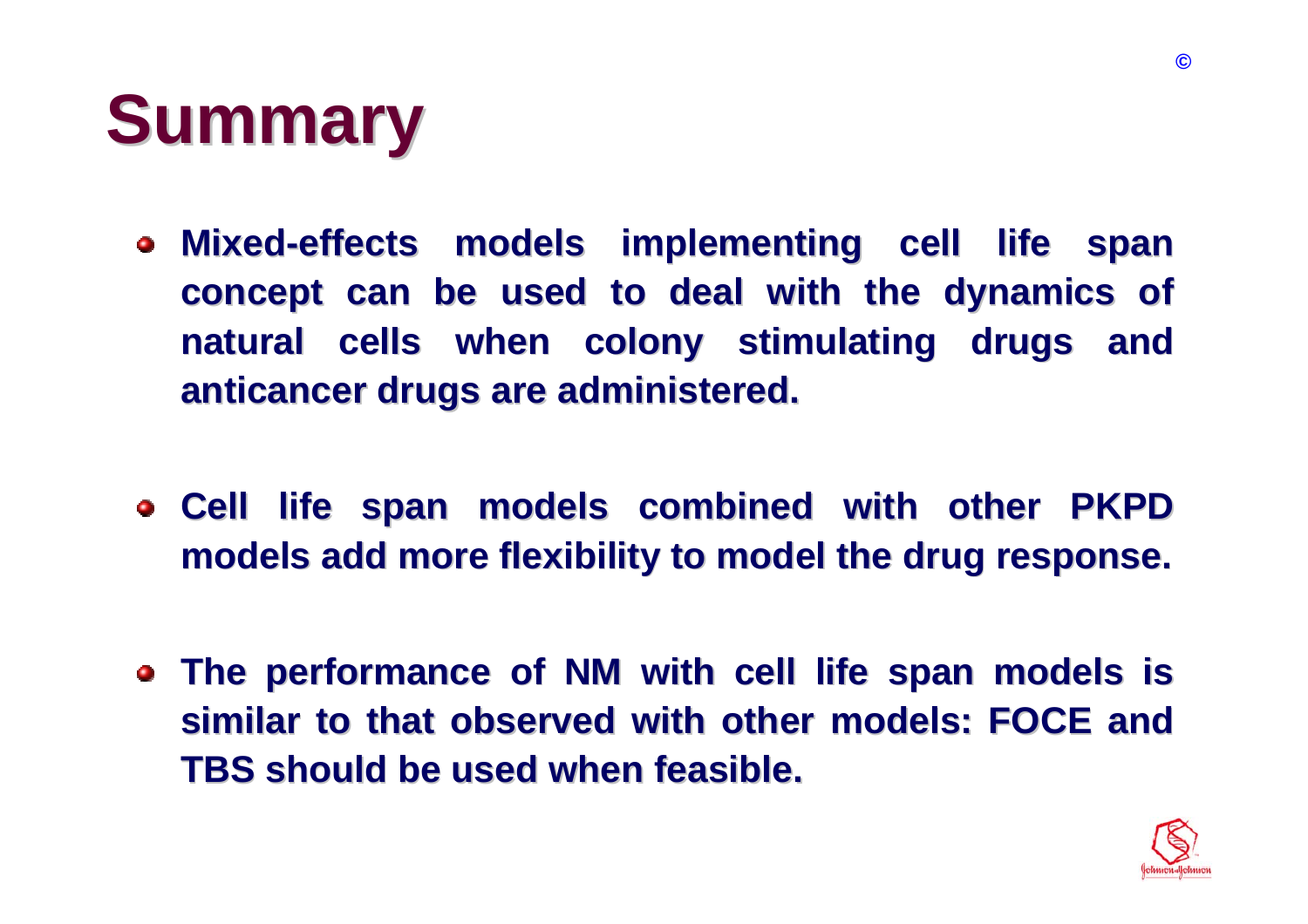# Summary

- Mixed-effects models implementing cell life span concept can be used to deal with the dynamics of natural cells when colony stimulating drugs and anticancer drugs are administered.
- Cell life span models combined with other PKPD models add more flexibility to model the drug response.
- The performance of NM with cell life span models is similar to that observed with other models: FOCE and TBS should be used when feasible.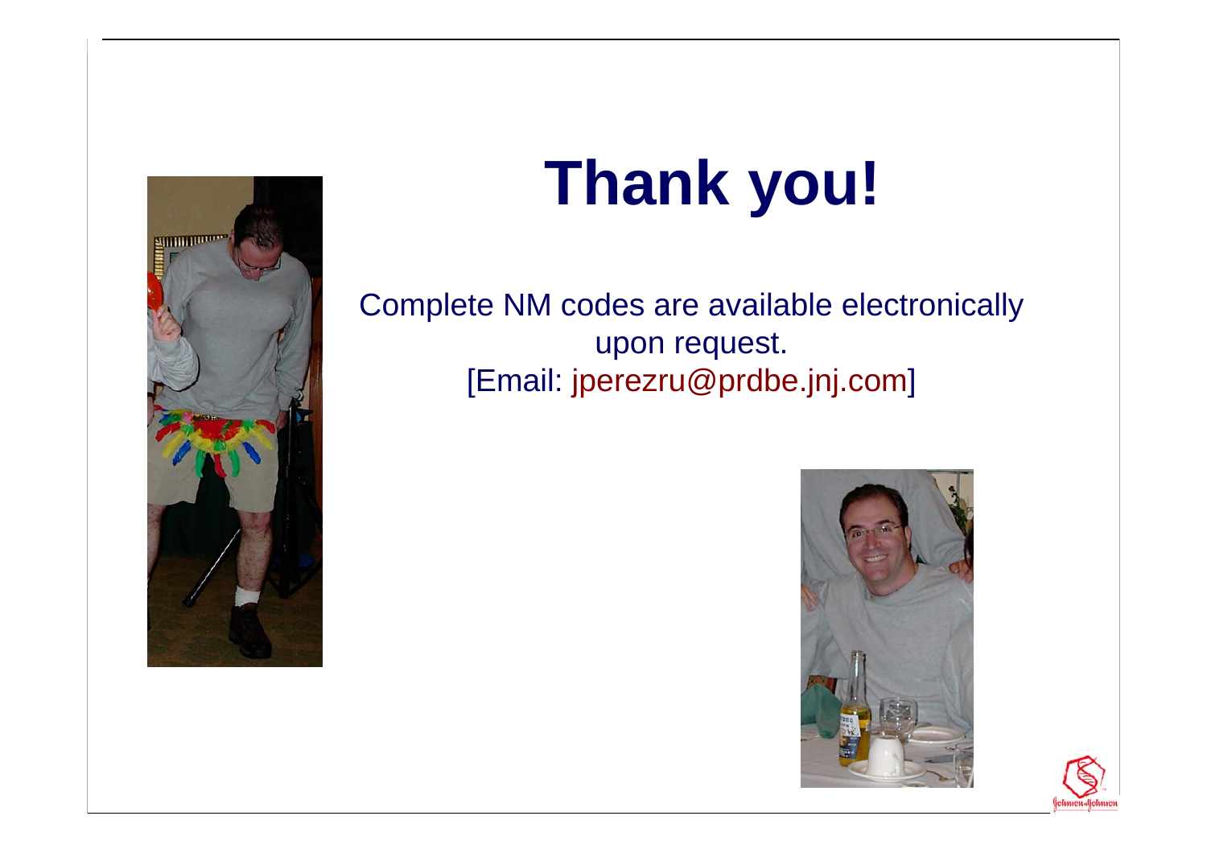# Thank you!

Complete NM codes are available electronically upon request.
[Email: jperezru@prdbe.jnj.com]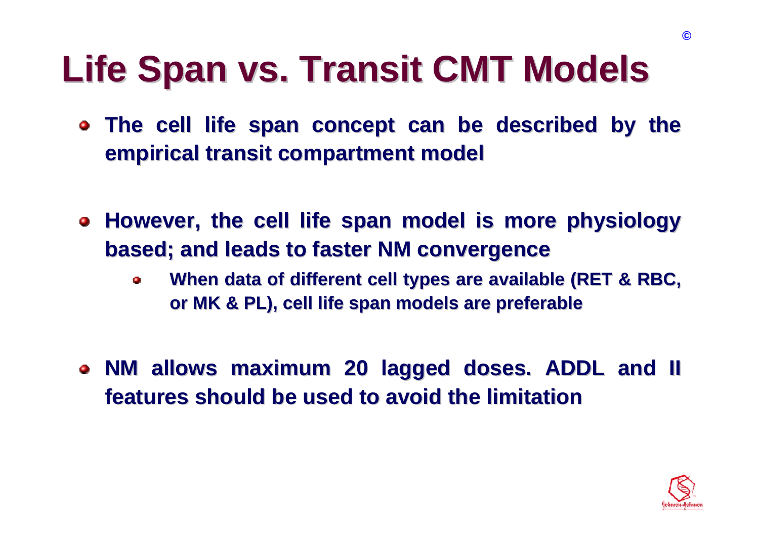# Life Span vs. Transit CMT Models

- The cell life span concept can be described by the empirical transit compartment model
- However, the cell life span model is more physiology based; and leads to faster NM convergence
  - When data of different cell types are available (RET & RBC, or MK & PL), cell life span models are preferable
- NM allows maximum 20 lagged doses. ADDL and II features should be used to avoid the limitation